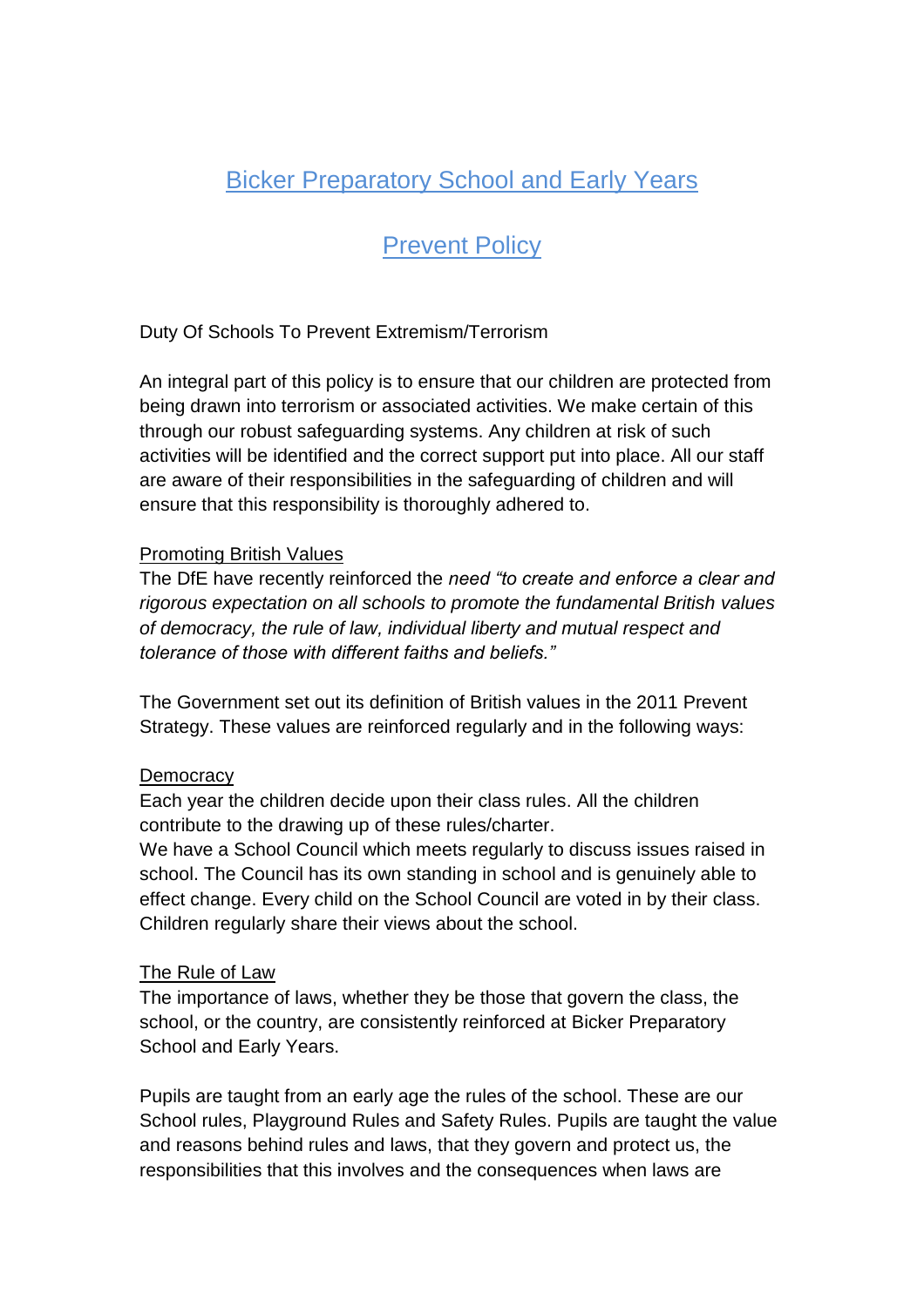# Bicker Preparatory School and Early Years

## Prevent Policy

Duty Of Schools To Prevent Extremism/Terrorism

An integral part of this policy is to ensure that our children are protected from being drawn into terrorism or associated activities. We make certain of this through our robust safeguarding systems. Any children at risk of such activities will be identified and the correct support put into place. All our staff are aware of their responsibilities in the safeguarding of children and will ensure that this responsibility is thoroughly adhered to.

### Promoting British Values

The DfE have recently reinforced the *need "to create and enforce a clear and rigorous expectation on all schools to promote the fundamental British values of democracy, the rule of law, individual liberty and mutual respect and tolerance of those with different faiths and beliefs."*

The Government set out its definition of British values in the 2011 Prevent Strategy. These values are reinforced regularly and in the following ways:

### Democracy

Each year the children decide upon their class rules. All the children contribute to the drawing up of these rules/charter.
We have a School Council which meets regularly to discuss issues raised in school. The Council has its own standing in school and is genuinely able to effect change. Every child on the School Council are voted in by their class. Children regularly share their views about the school.

### The Rule of Law

The importance of laws, whether they be those that govern the class, the school, or the country, are consistently reinforced at Bicker Preparatory School and Early Years.

Pupils are taught from an early age the rules of the school. These are our School rules, Playground Rules and Safety Rules. Pupils are taught the value and reasons behind rules and laws, that they govern and protect us, the responsibilities that this involves and the consequences when laws are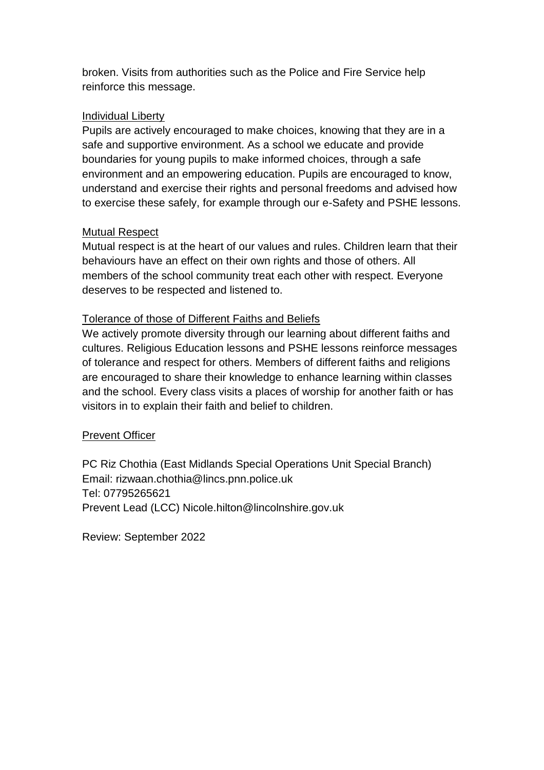broken. Visits from authorities such as the Police and Fire Service help reinforce this message.

## Individual Liberty

Pupils are actively encouraged to make choices, knowing that they are in a safe and supportive environment. As a school we educate and provide boundaries for young pupils to make informed choices, through a safe environment and an empowering education. Pupils are encouraged to know, understand and exercise their rights and personal freedoms and advised how to exercise these safely, for example through our e-Safety and PSHE lessons.

## Mutual Respect

Mutual respect is at the heart of our values and rules. Children learn that their behaviours have an effect on their own rights and those of others. All members of the school community treat each other with respect. Everyone deserves to be respected and listened to.

## Tolerance of those of Different Faiths and Beliefs

We actively promote diversity through our learning about different faiths and cultures. Religious Education lessons and PSHE lessons reinforce messages of tolerance and respect for others. Members of different faiths and religions are encouraged to share their knowledge to enhance learning within classes and the school. Every class visits a places of worship for another faith or has visitors in to explain their faith and belief to children.

## Prevent Officer

PC Riz Chothia (East Midlands Special Operations Unit Special Branch)
Email: rizwaan.chothia@lincs.pnn.police.uk
Tel: 07795265621
Prevent Lead (LCC) Nicole.hilton@lincolnshire.gov.uk

Review: September 2022